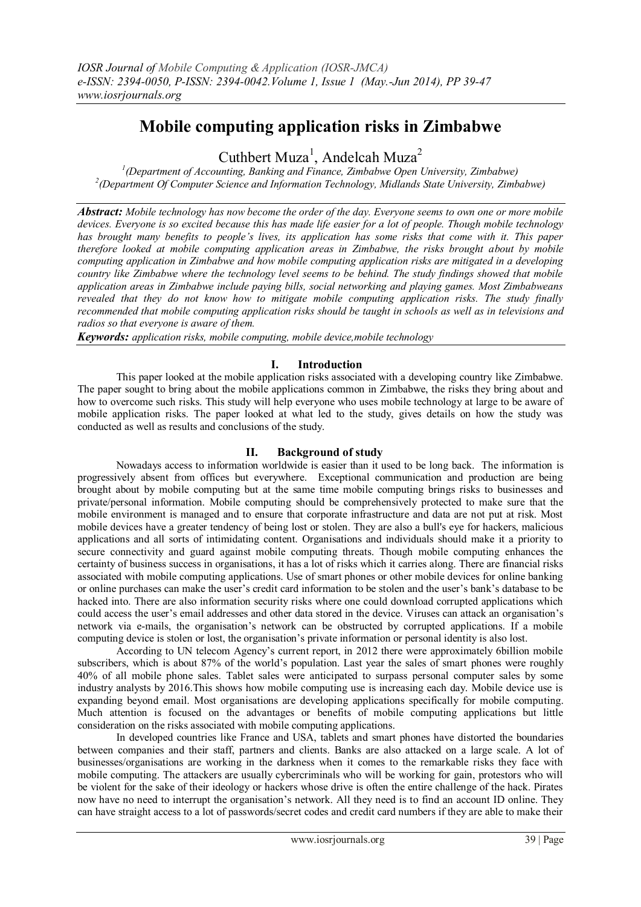# Mobile computing application risks in Zimbabwe

Cuthbert Muza[1], Andelcah Muza[2]

[1](Department of Accounting, Banking and Finance, Zimbabwe Open University, Zimbabwe)
[2](Department Of Computer Science and Information Technology, Midlands State University, Zimbabwe)

***Abstract:*** *Mobile technology has now become the order of the day. Everyone seems to own one or more mobile devices. Everyone is so excited because this has made life easier for a lot of people. Though mobile technology has brought many benefits to people's lives, its application has some risks that come with it. This paper therefore looked at mobile computing application areas in Zimbabwe, the risks brought about by mobile computing application in Zimbabwe and how mobile computing application risks are mitigated in a developing country like Zimbabwe where the technology level seems to be behind. The study findings showed that mobile application areas in Zimbabwe include paying bills, social networking and playing games. Most Zimbabweans revealed that they do not know how to mitigate mobile computing application risks. The study finally recommended that mobile computing application risks should be taught in schools as well as in televisions and radios so that everyone is aware of them.*

***Keywords:*** *application risks, mobile computing, mobile device,mobile technology*

## I. Introduction

This paper looked at the mobile application risks associated with a developing country like Zimbabwe. The paper sought to bring about the mobile applications common in Zimbabwe, the risks they bring about and how to overcome such risks. This study will help everyone who uses mobile technology at large to be aware of mobile application risks. The paper looked at what led to the study, gives details on how the study was conducted as well as results and conclusions of the study.

## II. Background of study

Nowadays access to information worldwide is easier than it used to be long back. The information is progressively absent from offices but everywhere. Exceptional communication and production are being brought about by mobile computing but at the same time mobile computing brings risks to businesses and private/personal information. Mobile computing should be comprehensively protected to make sure that the mobile environment is managed and to ensure that corporate infrastructure and data are not put at risk. Most mobile devices have a greater tendency of being lost or stolen. They are also a bull's eye for hackers, malicious applications and all sorts of intimidating content. Organisations and individuals should make it a priority to secure connectivity and guard against mobile computing threats. Though mobile computing enhances the certainty of business success in organisations, it has a lot of risks which it carries along. There are financial risks associated with mobile computing applications. Use of smart phones or other mobile devices for online banking or online purchases can make the user's credit card information to be stolen and the user's bank's database to be hacked into. There are also information security risks where one could download corrupted applications which could access the user's email addresses and other data stored in the device. Viruses can attack an organisation's network via e-mails, the organisation's network can be obstructed by corrupted applications. If a mobile computing device is stolen or lost, the organisation's private information or personal identity is also lost.

According to UN telecom Agency's current report, in 2012 there were approximately 6billion mobile subscribers, which is about 87% of the world's population. Last year the sales of smart phones were roughly 40% of all mobile phone sales. Tablet sales were anticipated to surpass personal computer sales by some industry analysts by 2016.This shows how mobile computing use is increasing each day. Mobile device use is expanding beyond email. Most organisations are developing applications specifically for mobile computing. Much attention is focused on the advantages or benefits of mobile computing applications but little consideration on the risks associated with mobile computing applications.

In developed countries like France and USA, tablets and smart phones have distorted the boundaries between companies and their staff, partners and clients. Banks are also attacked on a large scale. A lot of businesses/organisations are working in the darkness when it comes to the remarkable risks they face with mobile computing. The attackers are usually cybercriminals who will be working for gain, protestors who will be violent for the sake of their ideology or hackers whose drive is often the entire challenge of the hack. Pirates now have no need to interrupt the organisation's network. All they need is to find an account ID online. They can have straight access to a lot of passwords/secret codes and credit card numbers if they are able to make their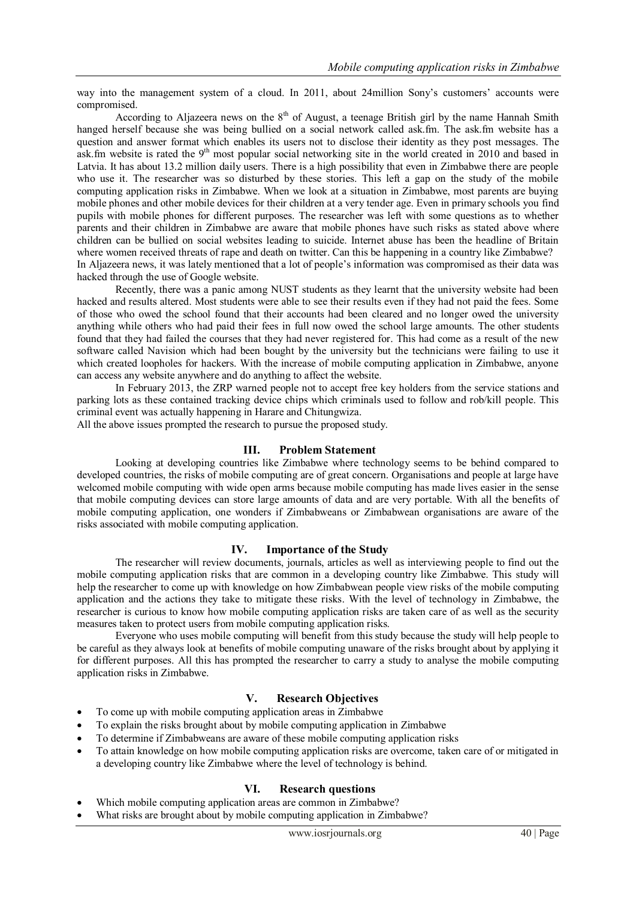way into the management system of a cloud. In 2011, about 24million Sony's customers' accounts were compromised.

According to Aljazeera news on the 8th of August, a teenage British girl by the name Hannah Smith hanged herself because she was being bullied on a social network called ask.fm. The ask.fm website has a question and answer format which enables its users not to disclose their identity as they post messages. The ask.fm website is rated the 9th most popular social networking site in the world created in 2010 and based in Latvia. It has about 13.2 million daily users. There is a high possibility that even in Zimbabwe there are people who use it. The researcher was so disturbed by these stories. This left a gap on the study of the mobile computing application risks in Zimbabwe. When we look at a situation in Zimbabwe, most parents are buying mobile phones and other mobile devices for their children at a very tender age. Even in primary schools you find pupils with mobile phones for different purposes. The researcher was left with some questions as to whether parents and their children in Zimbabwe are aware that mobile phones have such risks as stated above where children can be bullied on social websites leading to suicide. Internet abuse has been the headline of Britain where women received threats of rape and death on twitter. Can this be happening in a country like Zimbabwe?
In Aljazeera news, it was lately mentioned that a lot of people's information was compromised as their data was hacked through the use of Google website.

Recently, there was a panic among NUST students as they learnt that the university website had been hacked and results altered. Most students were able to see their results even if they had not paid the fees. Some of those who owed the school found that their accounts had been cleared and no longer owed the university anything while others who had paid their fees in full now owed the school large amounts. The other students found that they had failed the courses that they had never registered for. This had come as a result of the new software called Navision which had been bought by the university but the technicians were failing to use it which created loopholes for hackers. With the increase of mobile computing application in Zimbabwe, anyone can access any website anywhere and do anything to affect the website.

In February 2013, the ZRP warned people not to accept free key holders from the service stations and parking lots as these contained tracking device chips which criminals used to follow and rob/kill people. This criminal event was actually happening in Harare and Chitungwiza.
All the above issues prompted the research to pursue the proposed study.

## III. Problem Statement

Looking at developing countries like Zimbabwe where technology seems to be behind compared to developed countries, the risks of mobile computing are of great concern. Organisations and people at large have welcomed mobile computing with wide open arms because mobile computing has made lives easier in the sense that mobile computing devices can store large amounts of data and are very portable. With all the benefits of mobile computing application, one wonders if Zimbabweans or Zimbabwean organisations are aware of the risks associated with mobile computing application.

## IV. Importance of the Study

The researcher will review documents, journals, articles as well as interviewing people to find out the mobile computing application risks that are common in a developing country like Zimbabwe. This study will help the researcher to come up with knowledge on how Zimbabwean people view risks of the mobile computing application and the actions they take to mitigate these risks. With the level of technology in Zimbabwe, the researcher is curious to know how mobile computing application risks are taken care of as well as the security measures taken to protect users from mobile computing application risks.

Everyone who uses mobile computing will benefit from this study because the study will help people to be careful as they always look at benefits of mobile computing unaware of the risks brought about by applying it for different purposes. All this has prompted the researcher to carry a study to analyse the mobile computing application risks in Zimbabwe.

## V. Research Objectives

- To come up with mobile computing application areas in Zimbabwe
- To explain the risks brought about by mobile computing application in Zimbabwe
- To determine if Zimbabweans are aware of these mobile computing application risks
- To attain knowledge on how mobile computing application risks are overcome, taken care of or mitigated in a developing country like Zimbabwe where the level of technology is behind.

## VI. Research questions

- Which mobile computing application areas are common in Zimbabwe?
- What risks are brought about by mobile computing application in Zimbabwe?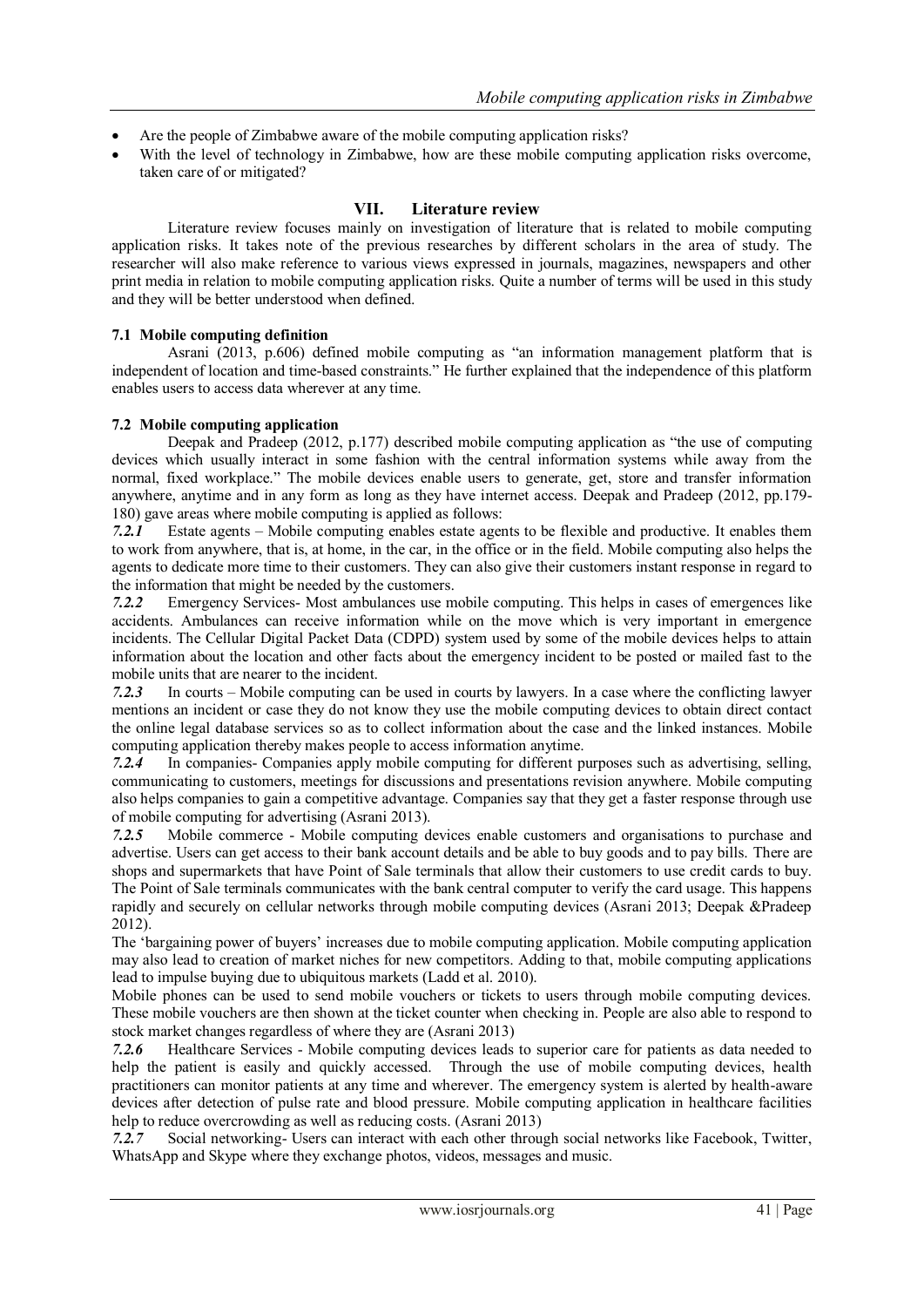- Are the people of Zimbabwe aware of the mobile computing application risks?
- With the level of technology in Zimbabwe, how are these mobile computing application risks overcome, taken care of or mitigated?

## VII. Literature review

Literature review focuses mainly on investigation of literature that is related to mobile computing application risks. It takes note of the previous researches by different scholars in the area of study. The researcher will also make reference to various views expressed in journals, magazines, newspapers and other print media in relation to mobile computing application risks. Quite a number of terms will be used in this study and they will be better understood when defined.

### 7.1 Mobile computing definition

Asrani (2013, p.606) defined mobile computing as "an information management platform that is independent of location and time-based constraints." He further explained that the independence of this platform enables users to access data wherever at any time.

### 7.2 Mobile computing application

Deepak and Pradeep (2012, p.177) described mobile computing application as "the use of computing devices which usually interact in some fashion with the central information systems while away from the normal, fixed workplace." The mobile devices enable users to generate, get, store and transfer information anywhere, anytime and in any form as long as they have internet access. Deepak and Pradeep (2012, pp.179-180) gave areas where mobile computing is applied as follows:

***7.2.1*** Estate agents – Mobile computing enables estate agents to be flexible and productive. It enables them to work from anywhere, that is, at home, in the car, in the office or in the field. Mobile computing also helps the agents to dedicate more time to their customers. They can also give their customers instant response in regard to the information that might be needed by the customers.

***7.2.2*** Emergency Services- Most ambulances use mobile computing. This helps in cases of emergences like accidents. Ambulances can receive information while on the move which is very important in emergence incidents. The Cellular Digital Packet Data (CDPD) system used by some of the mobile devices helps to attain information about the location and other facts about the emergency incident to be posted or mailed fast to the mobile units that are nearer to the incident.

***7.2.3*** In courts – Mobile computing can be used in courts by lawyers. In a case where the conflicting lawyer mentions an incident or case they do not know they use the mobile computing devices to obtain direct contact the online legal database services so as to collect information about the case and the linked instances. Mobile computing application thereby makes people to access information anytime.

***7.2.4*** In companies- Companies apply mobile computing for different purposes such as advertising, selling, communicating to customers, meetings for discussions and presentations revision anywhere. Mobile computing also helps companies to gain a competitive advantage. Companies say that they get a faster response through use of mobile computing for advertising (Asrani 2013).

***7.2.5*** Mobile commerce - Mobile computing devices enable customers and organisations to purchase and advertise. Users can get access to their bank account details and be able to buy goods and to pay bills. There are shops and supermarkets that have Point of Sale terminals that allow their customers to use credit cards to buy. The Point of Sale terminals communicates with the bank central computer to verify the card usage. This happens rapidly and securely on cellular networks through mobile computing devices (Asrani 2013; Deepak &Pradeep 2012).

The 'bargaining power of buyers' increases due to mobile computing application. Mobile computing application may also lead to creation of market niches for new competitors. Adding to that, mobile computing applications lead to impulse buying due to ubiquitous markets (Ladd et al. 2010).

Mobile phones can be used to send mobile vouchers or tickets to users through mobile computing devices. These mobile vouchers are then shown at the ticket counter when checking in. People are also able to respond to stock market changes regardless of where they are (Asrani 2013)

***7.2.6*** Healthcare Services - Mobile computing devices leads to superior care for patients as data needed to help the patient is easily and quickly accessed. Through the use of mobile computing devices, health practitioners can monitor patients at any time and wherever. The emergency system is alerted by health-aware devices after detection of pulse rate and blood pressure. Mobile computing application in healthcare facilities help to reduce overcrowding as well as reducing costs. (Asrani 2013)

***7.2.7*** Social networking- Users can interact with each other through social networks like Facebook, Twitter, WhatsApp and Skype where they exchange photos, videos, messages and music.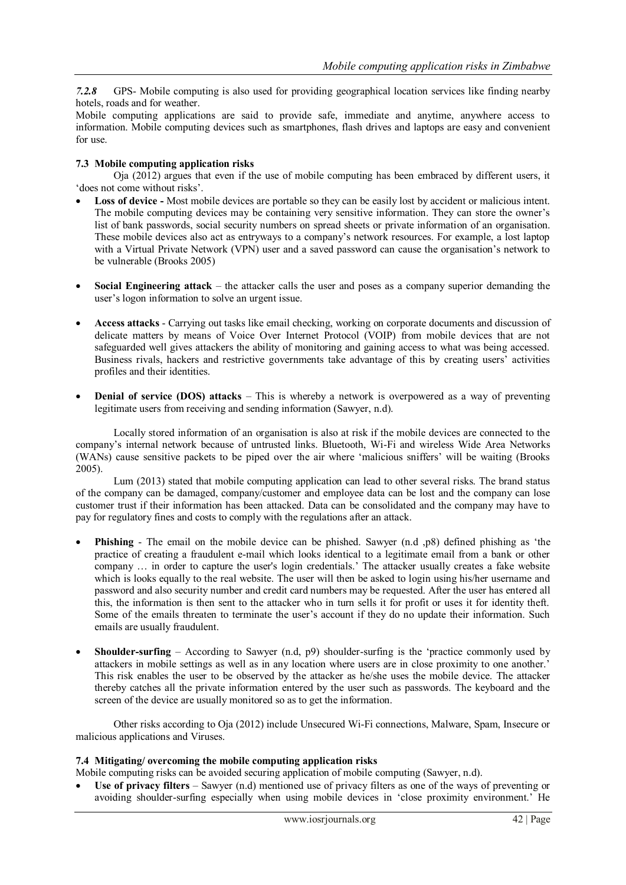*7.2.8* GPS- Mobile computing is also used for providing geographical location services like finding nearby hotels, roads and for weather.

Mobile computing applications are said to provide safe, immediate and anytime, anywhere access to information. Mobile computing devices such as smartphones, flash drives and laptops are easy and convenient for use.

### 7.3 Mobile computing application risks

Oja (2012) argues that even if the use of mobile computing has been embraced by different users, it 'does not come without risks'.

- **Loss of device -** Most mobile devices are portable so they can be easily lost by accident or malicious intent. The mobile computing devices may be containing very sensitive information. They can store the owner's list of bank passwords, social security numbers on spread sheets or private information of an organisation. These mobile devices also act as entryways to a company's network resources. For example, a lost laptop with a Virtual Private Network (VPN) user and a saved password can cause the organisation's network to be vulnerable (Brooks 2005)

- **Social Engineering attack** – the attacker calls the user and poses as a company superior demanding the user's logon information to solve an urgent issue.

- **Access attacks** - Carrying out tasks like email checking, working on corporate documents and discussion of delicate matters by means of Voice Over Internet Protocol (VOIP) from mobile devices that are not safeguarded well gives attackers the ability of monitoring and gaining access to what was being accessed. Business rivals, hackers and restrictive governments take advantage of this by creating users' activities profiles and their identities.

- **Denial of service (DOS) attacks** – This is whereby a network is overpowered as a way of preventing legitimate users from receiving and sending information (Sawyer, n.d).

Locally stored information of an organisation is also at risk if the mobile devices are connected to the company's internal network because of untrusted links. Bluetooth, Wi-Fi and wireless Wide Area Networks (WANs) cause sensitive packets to be piped over the air where 'malicious sniffers' will be waiting (Brooks 2005).

Lum (2013) stated that mobile computing application can lead to other several risks. The brand status of the company can be damaged, company/customer and employee data can be lost and the company can lose customer trust if their information has been attacked. Data can be consolidated and the company may have to pay for regulatory fines and costs to comply with the regulations after an attack.

- **Phishing** - The email on the mobile device can be phished. Sawyer (n.d ,p8) defined phishing as 'the practice of creating a fraudulent e-mail which looks identical to a legitimate email from a bank or other company … in order to capture the user's login credentials.' The attacker usually creates a fake website which is looks equally to the real website. The user will then be asked to login using his/her username and password and also security number and credit card numbers may be requested. After the user has entered all this, the information is then sent to the attacker who in turn sells it for profit or uses it for identity theft. Some of the emails threaten to terminate the user's account if they do no update their information. Such emails are usually fraudulent.

- **Shoulder-surfing** – According to Sawyer (n.d, p9) shoulder-surfing is the 'practice commonly used by attackers in mobile settings as well as in any location where users are in close proximity to one another.' This risk enables the user to be observed by the attacker as he/she uses the mobile device. The attacker thereby catches all the private information entered by the user such as passwords. The keyboard and the screen of the device are usually monitored so as to get the information.

Other risks according to Oja (2012) include Unsecured Wi-Fi connections, Malware, Spam, Insecure or malicious applications and Viruses.

### 7.4 Mitigating/ overcoming the mobile computing application risks

Mobile computing risks can be avoided securing application of mobile computing (Sawyer, n.d).

- **Use of privacy filters** – Sawyer (n.d) mentioned use of privacy filters as one of the ways of preventing or avoiding shoulder-surfing especially when using mobile devices in 'close proximity environment.' He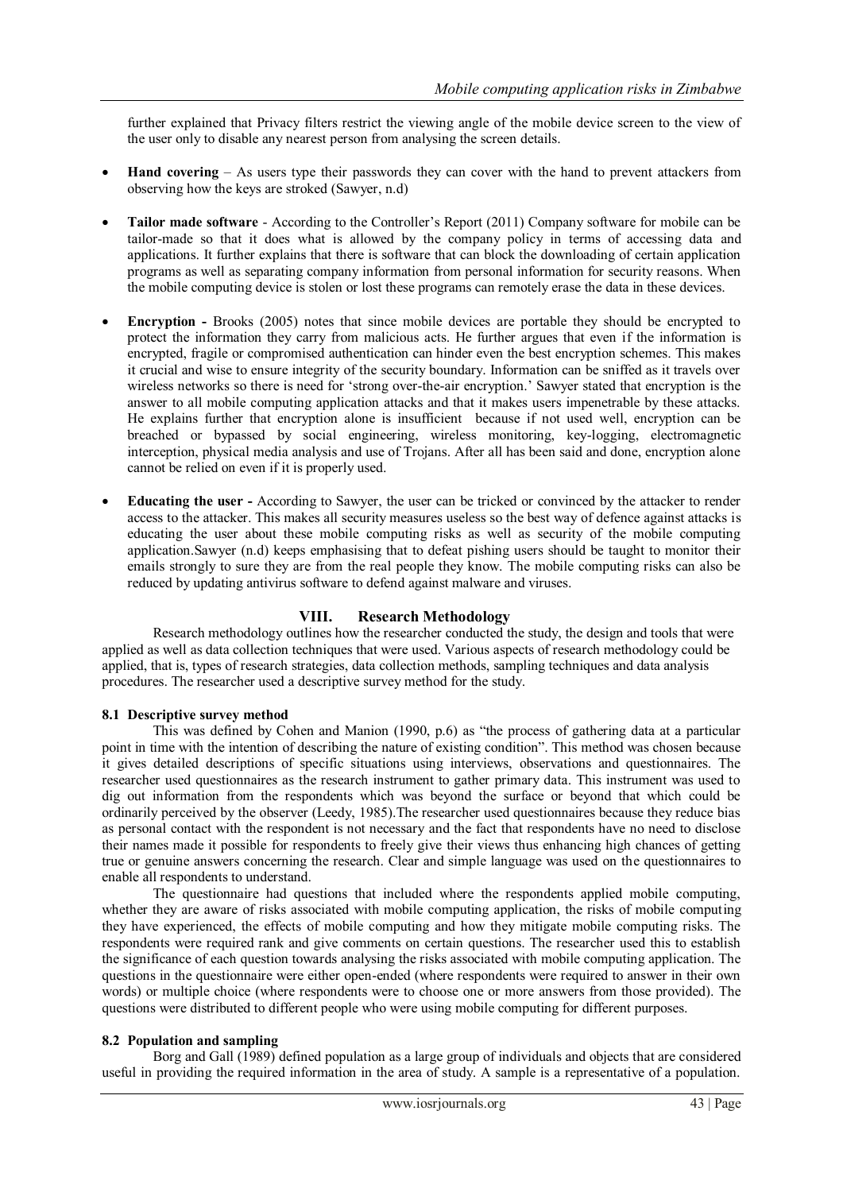further explained that Privacy filters restrict the viewing angle of the mobile device screen to the view of the user only to disable any nearest person from analysing the screen details.

- **Hand covering** – As users type their passwords they can cover with the hand to prevent attackers from observing how the keys are stroked (Sawyer, n.d)
- **Tailor made software** - According to the Controller's Report (2011) Company software for mobile can be tailor-made so that it does what is allowed by the company policy in terms of accessing data and applications. It further explains that there is software that can block the downloading of certain application programs as well as separating company information from personal information for security reasons. When the mobile computing device is stolen or lost these programs can remotely erase the data in these devices.
- **Encryption -** Brooks (2005) notes that since mobile devices are portable they should be encrypted to protect the information they carry from malicious acts. He further argues that even if the information is encrypted, fragile or compromised authentication can hinder even the best encryption schemes. This makes it crucial and wise to ensure integrity of the security boundary. Information can be sniffed as it travels over wireless networks so there is need for 'strong over-the-air encryption.' Sawyer stated that encryption is the answer to all mobile computing application attacks and that it makes users impenetrable by these attacks. He explains further that encryption alone is insufficient because if not used well, encryption can be breached or bypassed by social engineering, wireless monitoring, key-logging, electromagnetic interception, physical media analysis and use of Trojans. After all has been said and done, encryption alone cannot be relied on even if it is properly used.
- **Educating the user -** According to Sawyer, the user can be tricked or convinced by the attacker to render access to the attacker. This makes all security measures useless so the best way of defence against attacks is educating the user about these mobile computing risks as well as security of the mobile computing application.Sawyer (n.d) keeps emphasising that to defeat pishing users should be taught to monitor their emails strongly to sure they are from the real people they know. The mobile computing risks can also be reduced by updating antivirus software to defend against malware and viruses.

## VIII. Research Methodology

Research methodology outlines how the researcher conducted the study, the design and tools that were applied as well as data collection techniques that were used. Various aspects of research methodology could be applied, that is, types of research strategies, data collection methods, sampling techniques and data analysis procedures. The researcher used a descriptive survey method for the study.

### 8.1 Descriptive survey method

This was defined by Cohen and Manion (1990, p.6) as "the process of gathering data at a particular point in time with the intention of describing the nature of existing condition". This method was chosen because it gives detailed descriptions of specific situations using interviews, observations and questionnaires. The researcher used questionnaires as the research instrument to gather primary data. This instrument was used to dig out information from the respondents which was beyond the surface or beyond that which could be ordinarily perceived by the observer (Leedy, 1985).The researcher used questionnaires because they reduce bias as personal contact with the respondent is not necessary and the fact that respondents have no need to disclose their names made it possible for respondents to freely give their views thus enhancing high chances of getting true or genuine answers concerning the research. Clear and simple language was used on the questionnaires to enable all respondents to understand.

The questionnaire had questions that included where the respondents applied mobile computing, whether they are aware of risks associated with mobile computing application, the risks of mobile computing they have experienced, the effects of mobile computing and how they mitigate mobile computing risks. The respondents were required rank and give comments on certain questions. The researcher used this to establish the significance of each question towards analysing the risks associated with mobile computing application. The questions in the questionnaire were either open-ended (where respondents were required to answer in their own words) or multiple choice (where respondents were to choose one or more answers from those provided). The questions were distributed to different people who were using mobile computing for different purposes.

### 8.2 Population and sampling

Borg and Gall (1989) defined population as a large group of individuals and objects that are considered useful in providing the required information in the area of study. A sample is a representative of a population.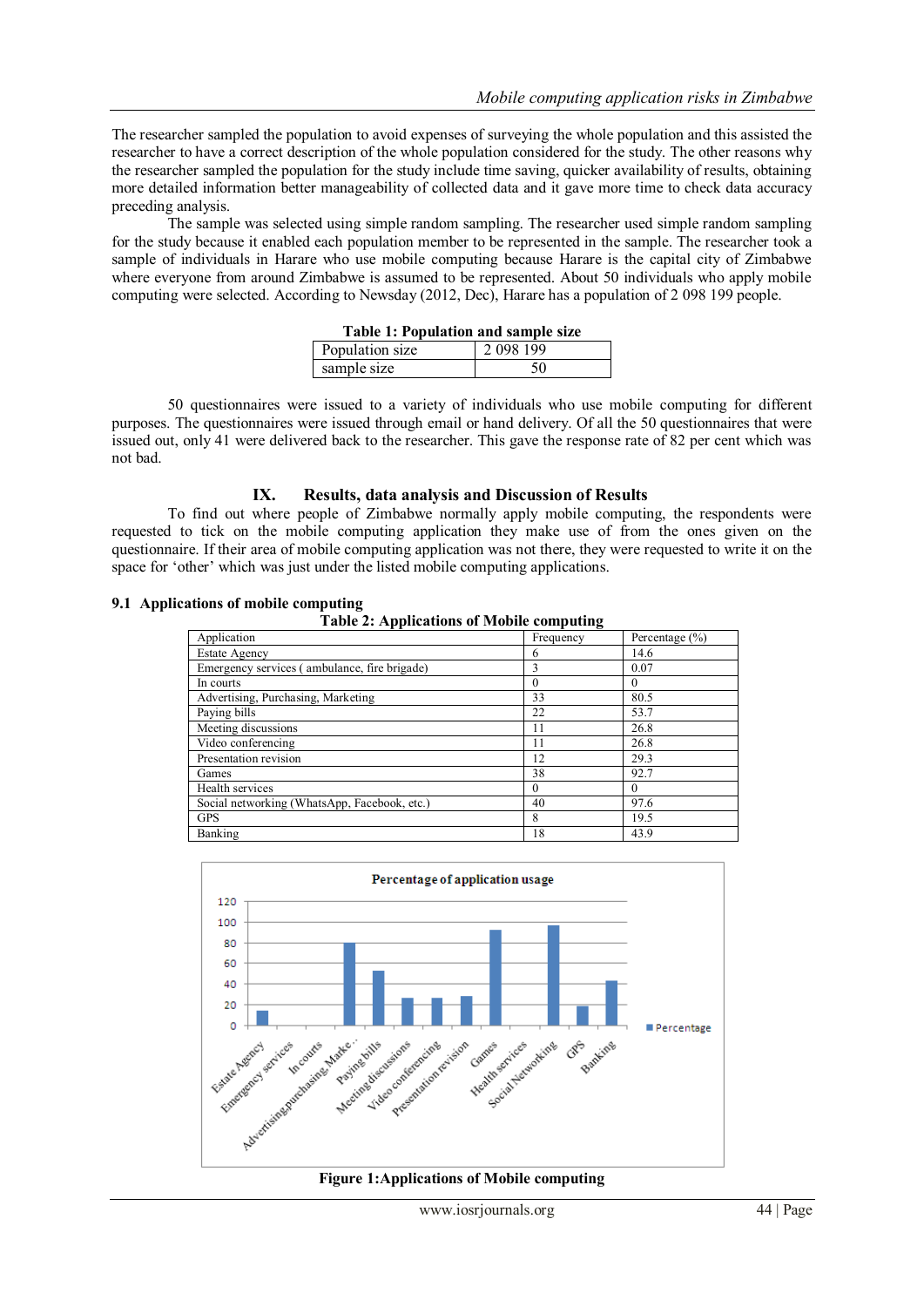The researcher sampled the population to avoid expenses of surveying the whole population and this assisted the researcher to have a correct description of the whole population considered for the study. The other reasons why the researcher sampled the population for the study include time saving, quicker availability of results, obtaining more detailed information better manageability of collected data and it gave more time to check data accuracy preceding analysis.

The sample was selected using simple random sampling. The researcher used simple random sampling for the study because it enabled each population member to be represented in the sample. The researcher took a sample of individuals in Harare who use mobile computing because Harare is the capital city of Zimbabwe where everyone from around Zimbabwe is assumed to be represented. About 50 individuals who apply mobile computing were selected. According to Newsday (2012, Dec), Harare has a population of 2 098 199 people.

**Table 1: Population and sample size**

| | |
|---|---|
| Population size | 2 098 199 |
| sample size | 50 |

50 questionnaires were issued to a variety of individuals who use mobile computing for different purposes. The questionnaires were issued through email or hand delivery. Of all the 50 questionnaires that were issued out, only 41 were delivered back to the researcher. This gave the response rate of 82 per cent which was not bad.

## IX. Results, data analysis and Discussion of Results

To find out where people of Zimbabwe normally apply mobile computing, the respondents were requested to tick on the mobile computing application they make use of from the ones given on the questionnaire. If their area of mobile computing application was not there, they were requested to write it on the space for 'other' which was just under the listed mobile computing applications.

### 9.1 Applications of mobile computing

**Table 2: Applications of Mobile computing**

| Application | Frequency | Percentage (%) |
|---|---|---|
| Estate Agency | 6 | 14.6 |
| Emergency services ( ambulance, fire brigade) | 3 | 0.07 |
| In courts | 0 | 0 |
| Advertising, Purchasing, Marketing | 33 | 80.5 |
| Paying bills | 22 | 53.7 |
| Meeting discussions | 11 | 26.8 |
| Video conferencing | 11 | 26.8 |
| Presentation revision | 12 | 29.3 |
| Games | 38 | 92.7 |
| Health services | 0 | 0 |
| Social networking (WhatsApp, Facebook, etc.) | 40 | 97.6 |
| GPS | 8 | 19.5 |
| Banking | 18 | 43.9 |

**Figure 1: Applications of Mobile computing**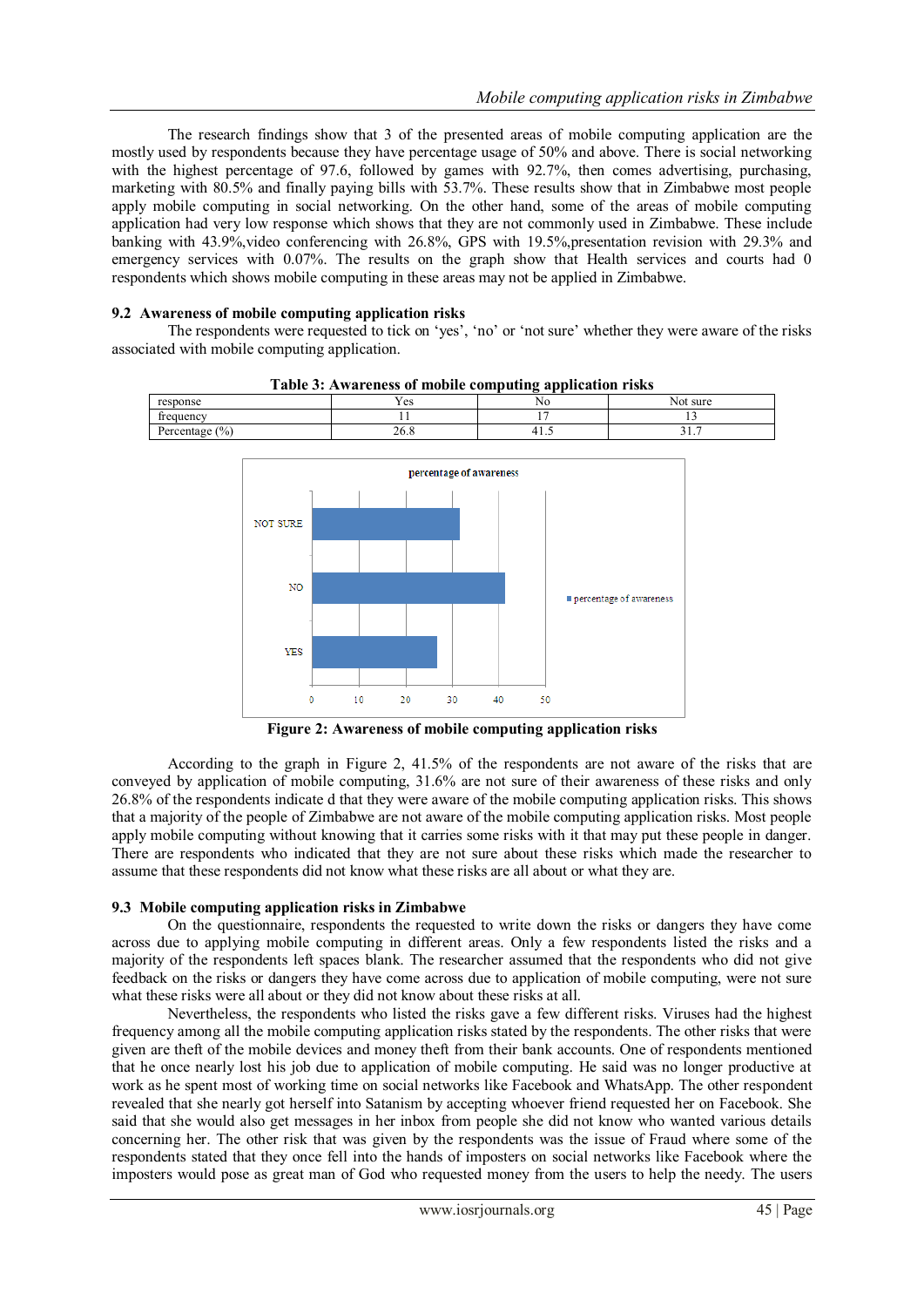The research findings show that 3 of the presented areas of mobile computing application are the mostly used by respondents because they have percentage usage of 50% and above. There is social networking with the highest percentage of 97.6, followed by games with 92.7%, then comes advertising, purchasing, marketing with 80.5% and finally paying bills with 53.7%. These results show that in Zimbabwe most people apply mobile computing in social networking. On the other hand, some of the areas of mobile computing application had very low response which shows that they are not commonly used in Zimbabwe. These include banking with 43.9%,video conferencing with 26.8%, GPS with 19.5%,presentation revision with 29.3% and emergency services with 0.07%. The results on the graph show that Health services and courts had 0 respondents which shows mobile computing in these areas may not be applied in Zimbabwe.

### 9.2 Awareness of mobile computing application risks

The respondents were requested to tick on 'yes', 'no' or 'not sure' whether they were aware of the risks associated with mobile computing application.

**Table 3: Awareness of mobile computing application risks**

| response | Yes | No | Not sure |
|---|---|---|---|
| frequency | 11 | 17 | 13 |
| Percentage (%) | 26.8 | 41.5 | 31.7 |

**Figure 2: Awareness of mobile computing application risks**

According to the graph in Figure 2, 41.5% of the respondents are not aware of the risks that are conveyed by application of mobile computing, 31.6% are not sure of their awareness of these risks and only 26.8% of the respondents indicate d that they were aware of the mobile computing application risks. This shows that a majority of the people of Zimbabwe are not aware of the mobile computing application risks. Most people apply mobile computing without knowing that it carries some risks with it that may put these people in danger. There are respondents who indicated that they are not sure about these risks which made the researcher to assume that these respondents did not know what these risks are all about or what they are.

### 9.3 Mobile computing application risks in Zimbabwe

On the questionnaire, respondents the requested to write down the risks or dangers they have come across due to applying mobile computing in different areas. Only a few respondents listed the risks and a majority of the respondents left spaces blank. The researcher assumed that the respondents who did not give feedback on the risks or dangers they have come across due to application of mobile computing, were not sure what these risks were all about or they did not know about these risks at all.

Nevertheless, the respondents who listed the risks gave a few different risks. Viruses had the highest frequency among all the mobile computing application risks stated by the respondents. The other risks that were given are theft of the mobile devices and money theft from their bank accounts. One of respondents mentioned that he once nearly lost his job due to application of mobile computing. He said was no longer productive at work as he spent most of working time on social networks like Facebook and WhatsApp. The other respondent revealed that she nearly got herself into Satanism by accepting whoever friend requested her on Facebook. She said that she would also get messages in her inbox from people she did not know who wanted various details concerning her. The other risk that was given by the respondents was the issue of Fraud where some of the respondents stated that they once fell into the hands of imposters on social networks like Facebook where the imposters would pose as great man of God who requested money from the users to help the needy. The users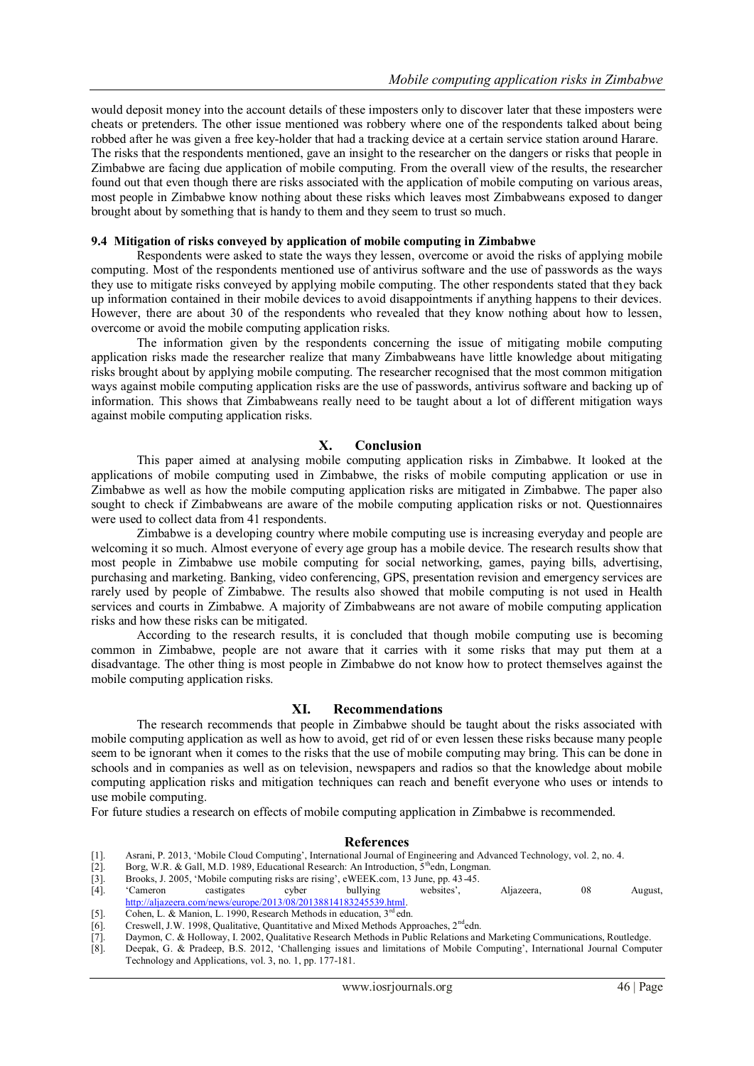would deposit money into the account details of these imposters only to discover later that these imposters were cheats or pretenders. The other issue mentioned was robbery where one of the respondents talked about being robbed after he was given a free key-holder that had a tracking device at a certain service station around Harare. The risks that the respondents mentioned, gave an insight to the researcher on the dangers or risks that people in Zimbabwe are facing due application of mobile computing. From the overall view of the results, the researcher found out that even though there are risks associated with the application of mobile computing on various areas, most people in Zimbabwe know nothing about these risks which leaves most Zimbabweans exposed to danger brought about by something that is handy to them and they seem to trust so much.

### 9.4 Mitigation of risks conveyed by application of mobile computing in Zimbabwe

Respondents were asked to state the ways they lessen, overcome or avoid the risks of applying mobile computing. Most of the respondents mentioned use of antivirus software and the use of passwords as the ways they use to mitigate risks conveyed by applying mobile computing. The other respondents stated that they back up information contained in their mobile devices to avoid disappointments if anything happens to their devices. However, there are about 30 of the respondents who revealed that they know nothing about how to lessen, overcome or avoid the mobile computing application risks.

The information given by the respondents concerning the issue of mitigating mobile computing application risks made the researcher realize that many Zimbabweans have little knowledge about mitigating risks brought about by applying mobile computing. The researcher recognised that the most common mitigation ways against mobile computing application risks are the use of passwords, antivirus software and backing up of information. This shows that Zimbabweans really need to be taught about a lot of different mitigation ways against mobile computing application risks.

## X. Conclusion

This paper aimed at analysing mobile computing application risks in Zimbabwe. It looked at the applications of mobile computing used in Zimbabwe, the risks of mobile computing application or use in Zimbabwe as well as how the mobile computing application risks are mitigated in Zimbabwe. The paper also sought to check if Zimbabweans are aware of the mobile computing application risks or not. Questionnaires were used to collect data from 41 respondents.

Zimbabwe is a developing country where mobile computing use is increasing everyday and people are welcoming it so much. Almost everyone of every age group has a mobile device. The research results show that most people in Zimbabwe use mobile computing for social networking, games, paying bills, advertising, purchasing and marketing. Banking, video conferencing, GPS, presentation revision and emergency services are rarely used by people of Zimbabwe. The results also showed that mobile computing is not used in Health services and courts in Zimbabwe. A majority of Zimbabweans are not aware of mobile computing application risks and how these risks can be mitigated.

According to the research results, it is concluded that though mobile computing use is becoming common in Zimbabwe, people are not aware that it carries with it some risks that may put them at a disadvantage. The other thing is most people in Zimbabwe do not know how to protect themselves against the mobile computing application risks.

## XI. Recommendations

The research recommends that people in Zimbabwe should be taught about the risks associated with mobile computing application as well as how to avoid, get rid of or even lessen these risks because many people seem to be ignorant when it comes to the risks that the use of mobile computing may bring. This can be done in schools and in companies as well as on television, newspapers and radios so that the knowledge about mobile computing application risks and mitigation techniques can reach and benefit everyone who uses or intends to use mobile computing.

For future studies a research on effects of mobile computing application in Zimbabwe is recommended.

## References

[1]. Asrani, P. 2013, 'Mobile Cloud Computing', International Journal of Engineering and Advanced Technology, vol. 2, no. 4.

[2]. Borg, W.R. & Gall, M.D. 1989, Educational Research: An Introduction, 5th edn, Longman.

[3]. Brooks, J. 2005, 'Mobile computing risks are rising', eWEEK.com, 13 June, pp. 43-45.

[4]. 'Cameron castigates cyber bullying websites', Aljazeera, 08 August, http://aljazeera.com/news/europe/2013/08/20138814183245539.html.

[5]. Cohen, L. & Manion, L. 1990, Research Methods in education, 3rd edn.

[6]. Creswell, J.W. 1998, Qualitative, Quantitative and Mixed Methods Approaches, 2nd edn.

[7]. Daymon, C. & Holloway, I. 2002, Qualitative Research Methods in Public Relations and Marketing Communications, Routledge.

[8]. Deepak, G. & Pradeep, B.S. 2012, 'Challenging issues and limitations of Mobile Computing', International Journal Computer Technology and Applications, vol. 3, no. 1, pp. 177-181.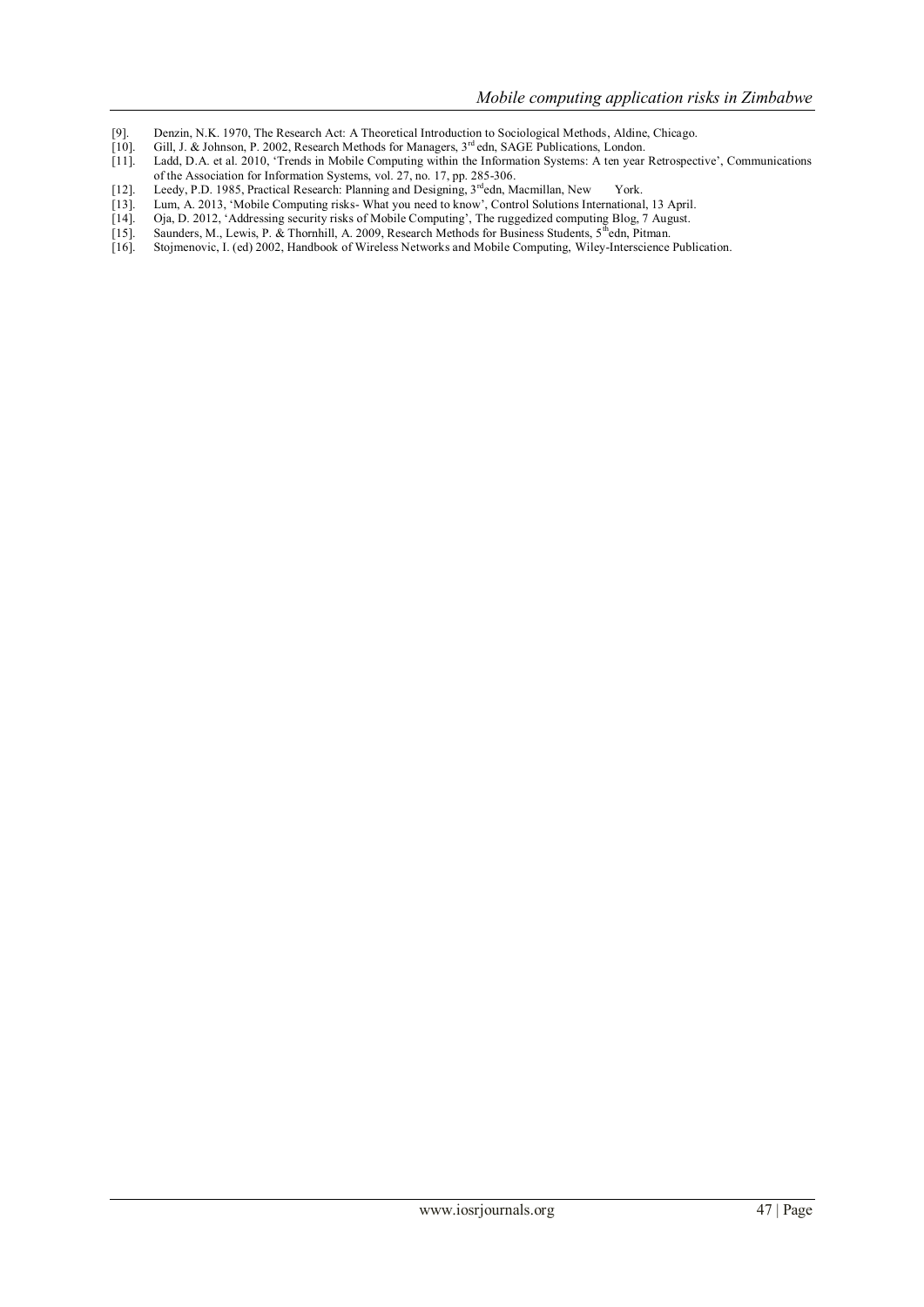[9]. Denzin, N.K. 1970, The Research Act: A Theoretical Introduction to Sociological Methods, Aldine, Chicago.

[10]. Gill, J. & Johnson, P. 2002, Research Methods for Managers, 3rd edn, SAGE Publications, London.

[11]. Ladd, D.A. et al. 2010, 'Trends in Mobile Computing within the Information Systems: A ten year Retrospective', Communications of the Association for Information Systems, vol. 27, no. 17, pp. 285-306.

[12]. Leedy, P.D. 1985, Practical Research: Planning and Designing, 3rdedn, Macmillan, New York.

[13]. Lum, A. 2013, 'Mobile Computing risks- What you need to know', Control Solutions International, 13 April.

[14]. Oja, D. 2012, 'Addressing security risks of Mobile Computing', The ruggedized computing Blog, 7 August.

[15]. Saunders, M., Lewis, P. & Thornhill, A. 2009, Research Methods for Business Students, 5thedn, Pitman.

[16]. Stojmenovic, I. (ed) 2002, Handbook of Wireless Networks and Mobile Computing, Wiley-Interscience Publication.